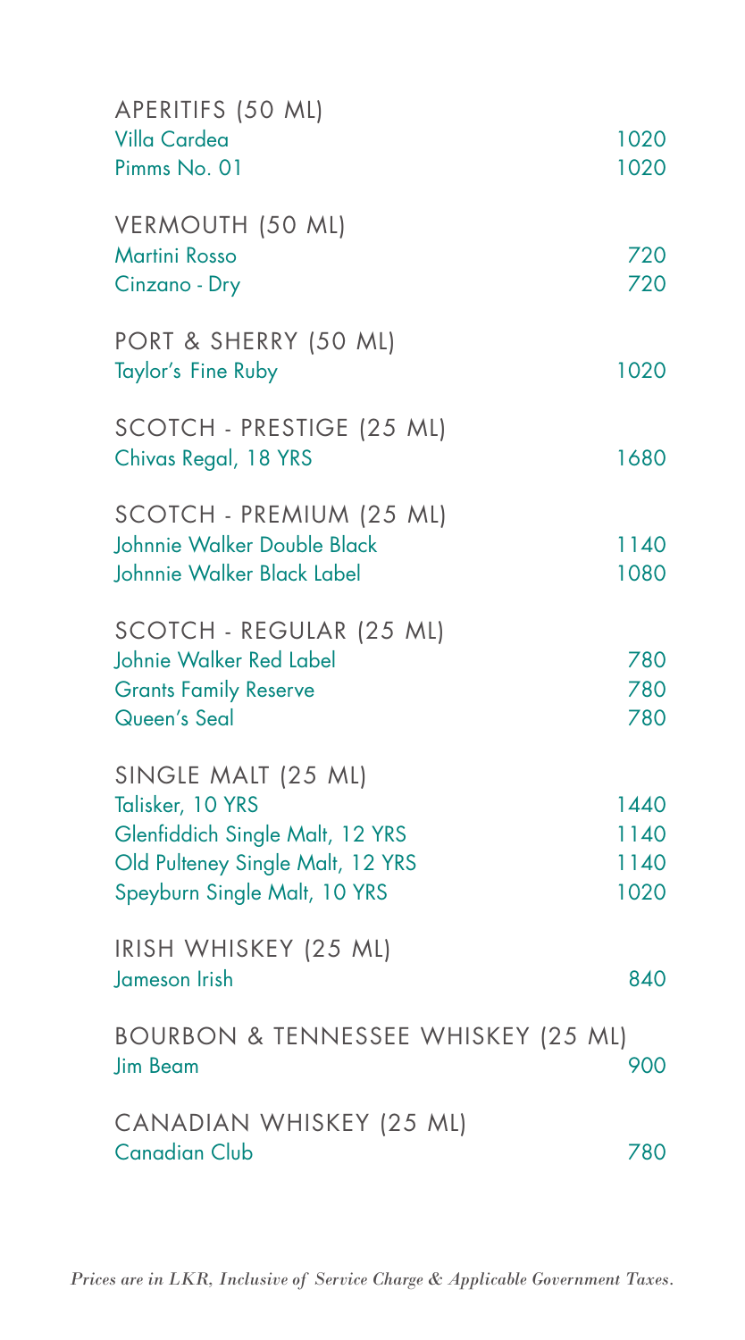## APERITIFS (50 ML)

| Item | Price |
|---|---|
| Villa Cardea | 1020 |
| Pimms No. 01 | 1020 |

## VERMOUTH (50 ML)

| Item | Price |
|---|---|
| Martini Rosso | 720 |
| Cinzano - Dry | 720 |

## PORT & SHERRY (50 ML)

| Item | Price |
|---|---|
| Taylor's Fine Ruby | 1020 |

## SCOTCH - PRESTIGE (25 ML)

| Item | Price |
|---|---|
| Chivas Regal, 18 YRS | 1680 |

## SCOTCH - PREMIUM (25 ML)

| Item | Price |
|---|---|
| Johnie Walker Double Black | 1140 |
| Johnnie Walker Black Label | 1080 |

## SCOTCH - REGULAR (25 ML)

| Item | Price |
|---|---|
| Johnie Walker Red Label | 780 |
| Grants Family Reserve | 780 |
| Queen's Seal | 780 |

## SINGLE MALT (25 ML)

| Item | Price |
|---|---|
| Talisker, 10 YRS | 1440 |
| Glenfiddich Single Malt, 12 YRS | 1140 |
| Old Pulteney Single Malt, 12 YRS | 1140 |
| Speyburn Single Malt, 10 YRS | 1020 |

## IRISH WHISKEY (25 ML)

| Item | Price |
|---|---|
| Jameson Irish | 840 |

## BOURBON & TENNESSEE WHISKEY (25 ML)

| Item | Price |
|---|---|
| Jim Beam | 900 |

## CANADIAN WHISKEY (25 ML)

| Item | Price |
|---|---|
| Canadian Club | 780 |

*Prices are in LKR, Inclusive of Service Charge & Applicable Government Taxes.*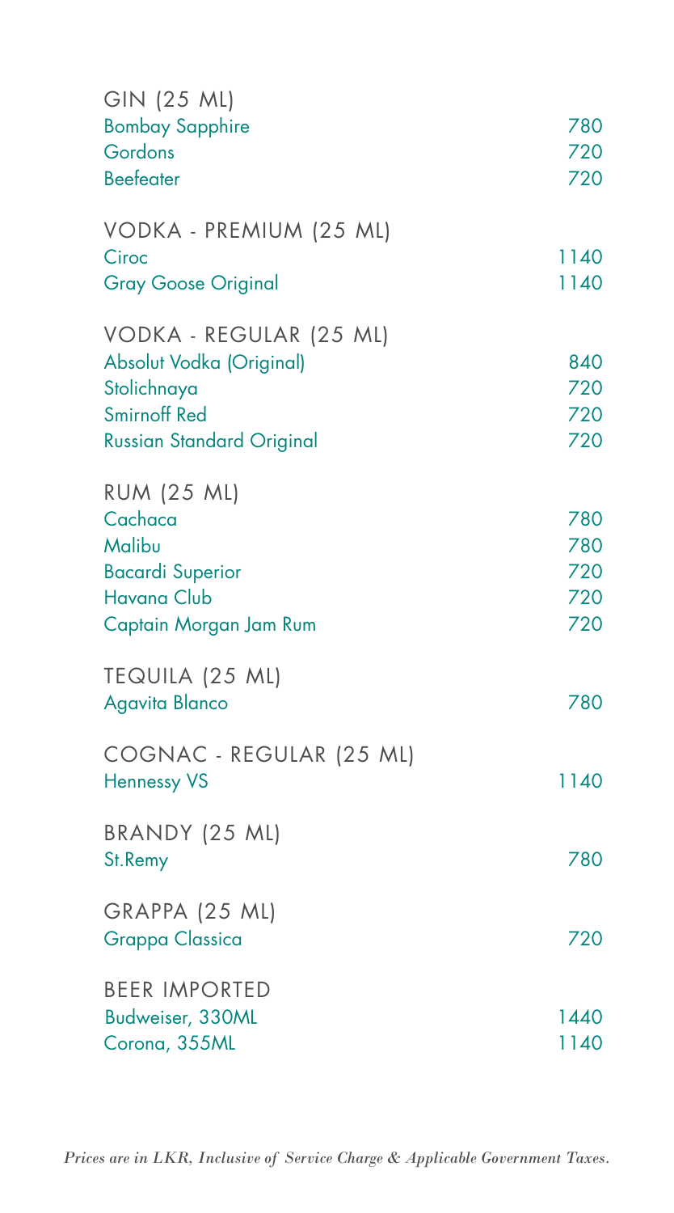## GIN (25 ML)

| Item | Price |
|---|---|
| Bombay Sapphire | 780 |
| Gordons | 720 |
| Beefeater | 720 |

## VODKA - PREMIUM (25 ML)

| Item | Price |
|---|---|
| Ciroc | 1140 |
| Gray Goose Original | 1140 |

## VODKA - REGULAR (25 ML)

| Item | Price |
|---|---|
| Absolut Vodka (Original) | 840 |
| Stolichnaya | 720 |
| Smirnoff Red | 720 |
| Russian Standard Original | 720 |

## RUM (25 ML)

| Item | Price |
|---|---|
| Cachaca | 780 |
| Malibu | 780 |
| Bacardi Superior | 720 |
| Havana Club | 720 |
| Captain Morgan Jam Rum | 720 |

## TEQUILA (25 ML)

| Item | Price |
|---|---|
| Agavita Blanco | 780 |

## COGNAC - REGULAR (25 ML)

| Item | Price |
|---|---|
| Hennessy VS | 1140 |

## BRANDY (25 ML)

| Item | Price |
|---|---|
| St.Remy | 780 |

## GRAPPA (25 ML)

| Item | Price |
|---|---|
| Grappa Classica | 720 |

## BEER IMPORTED

| Item | Price |
|---|---|
| Budweiser, 330ML | 1440 |
| Corona, 355ML | 1140 |

*Prices are in LKR, Inclusive of Service Charge & Applicable Government Taxes.*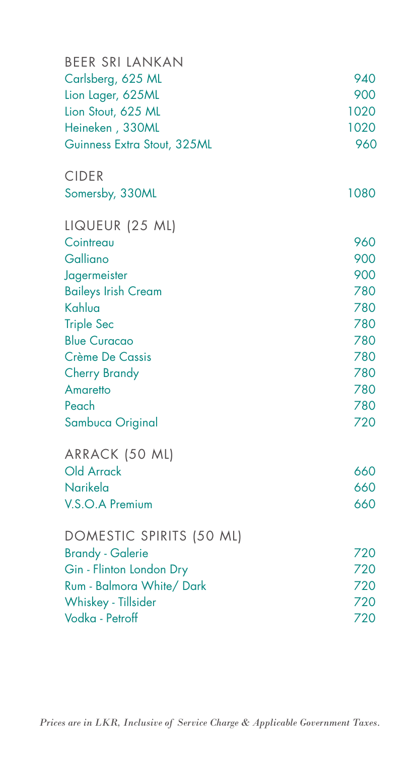## BEER SRI LANKAN

| Item | Price |
|---|---|
| Carlsberg, 625 ML | 940 |
| Lion Lager, 625ML | 900 |
| Lion Stout, 625 ML | 1020 |
| Heineken , 330ML | 1020 |
| Guinness Extra Stout, 325ML | 960 |

## CIDER

| Item | Price |
|---|---|
| Somersby, 330ML | 1080 |

## LIQUEUR (25 ML)

| Item | Price |
|---|---|
| Cointreau | 960 |
| Galliano | 900 |
| Jagermeister | 900 |
| Baileys Irish Cream | 780 |
| Kahlua | 780 |
| Triple Sec | 780 |
| Blue Curacao | 780 |
| Crème De Cassis | 780 |
| Cherry Brandy | 780 |
| Amaretto | 780 |
| Peach | 780 |
| Sambuca Original | 720 |

## ARRACK (50 ML)

| Item | Price |
|---|---|
| Old Arrack | 660 |
| Narikela | 660 |
| V.S.O.A Premium | 660 |

## DOMESTIC SPIRITS (50 ML)

| Item | Price |
|---|---|
| Brandy - Galerie | 720 |
| Gin - Flinton London Dry | 720 |
| Rum - Balmora White/ Dark | 720 |
| Whiskey - Tillsider | 720 |
| Vodka - Petroff | 720 |

*Prices are in LKR, Inclusive of Service Charge & Applicable Government Taxes.*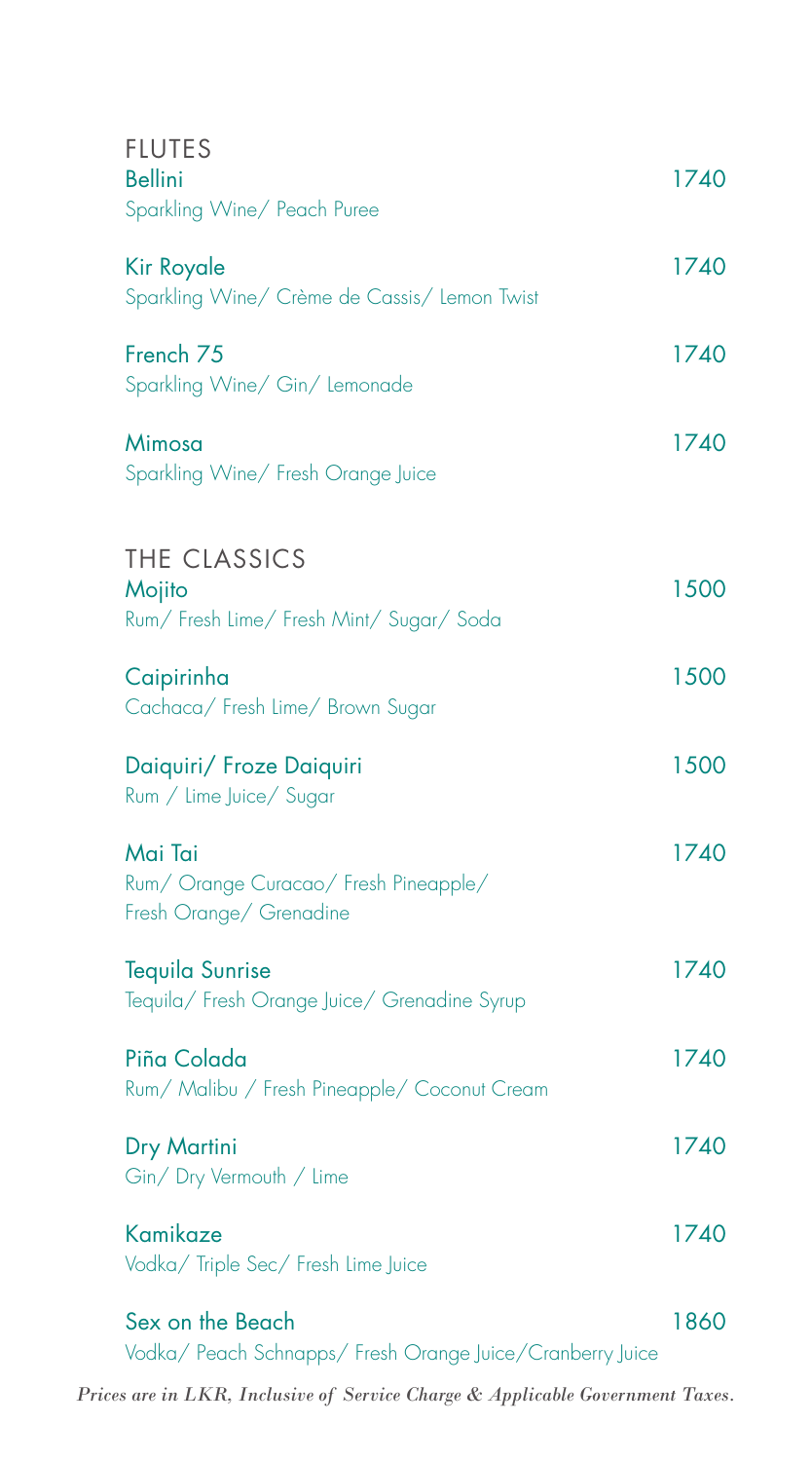## FLUTES

**Bellini** 1740
Sparkling Wine/ Peach Puree

**Kir Royale** 1740
Sparkling Wine/ Crème de Cassis/ Lemon Twist

**French 75** 1740
Sparkling Wine/ Gin/ Lemonade

**Mimosa** 1740
Sparkling Wine/ Fresh Orange Juice

## THE CLASSICS

**Mojito** 1500
Rum/ Fresh Lime/ Fresh Mint/ Sugar/ Soda

**Caipirinha** 1500
Cachaca/ Fresh Lime/ Brown Sugar

**Daiquiri/ Froze Daiquiri** 1500
Rum / Lime Juice/ Sugar

**Mai Tai** 1740
Rum/ Orange Curacao/ Fresh Pineapple/
Fresh Orange/ Grenadine

**Tequila Sunrise** 1740
Tequila/ Fresh Orange Juice/ Grenadine Syrup

**Piña Colada** 1740
Rum/ Malibu / Fresh Pineapple/ Coconut Cream

**Dry Martini** 1740
Gin/ Dry Vermouth / Lime

**Kamikaze** 1740
Vodka/ Triple Sec/ Fresh Lime Juice

**Sex on the Beach** 1860
Vodka/ Peach Schnapps/ Fresh Orange Juice/Cranberry Juice

*Prices are in LKR, Inclusive of Service Charge & Applicable Government Taxes.*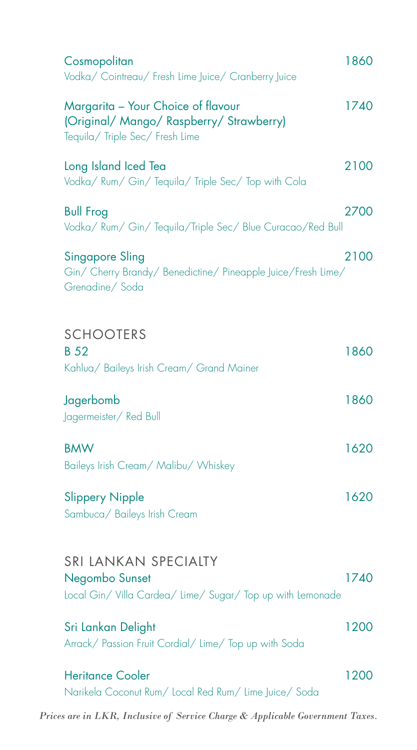**Cosmopolitan** 1860
Vodka/ Cointreau/ Fresh Lime Juice/ Cranberry Juice

**Margarita – Your Choice of flavour (Original/ Mango/ Raspberry/ Strawberry)** 1740
Tequila/ Triple Sec/ Fresh Lime

**Long Island Iced Tea** 2100
Vodka/ Rum/ Gin/ Tequila/ Triple Sec/ Top with Cola

**Bull Frog** 2700
Vodka/ Rum/ Gin/ Tequila/Triple Sec/ Blue Curacao/Red Bull

**Singapore Sling** 2100
Gin/ Cherry Brandy/ Benedictine/ Pineapple Juice/Fresh Lime/ Grenadine/ Soda

## SCHOOTERS

**B 52** 1860
Kahlua/ Baileys Irish Cream/ Grand Mainer

**Jagerbomb** 1860
Jagermeister/ Red Bull

**BMW** 1620
Baileys Irish Cream/ Malibu/ Whiskey

**Slippery Nipple** 1620
Sambuca/ Baileys Irish Cream

## SRI LANKAN SPECIALTY

**Negombo Sunset** 1740
Local Gin/ Villa Cardea/ Lime/ Sugar/ Top up with Lemonade

**Sri Lankan Delight** 1200
Arrack/ Passion Fruit Cordial/ Lime/ Top up with Soda

**Heritance Cooler** 1200
Narikela Coconut Rum/ Local Red Rum/ Lime Juice/ Soda

*Prices are in LKR, Inclusive of Service Charge & Applicable Government Taxes.*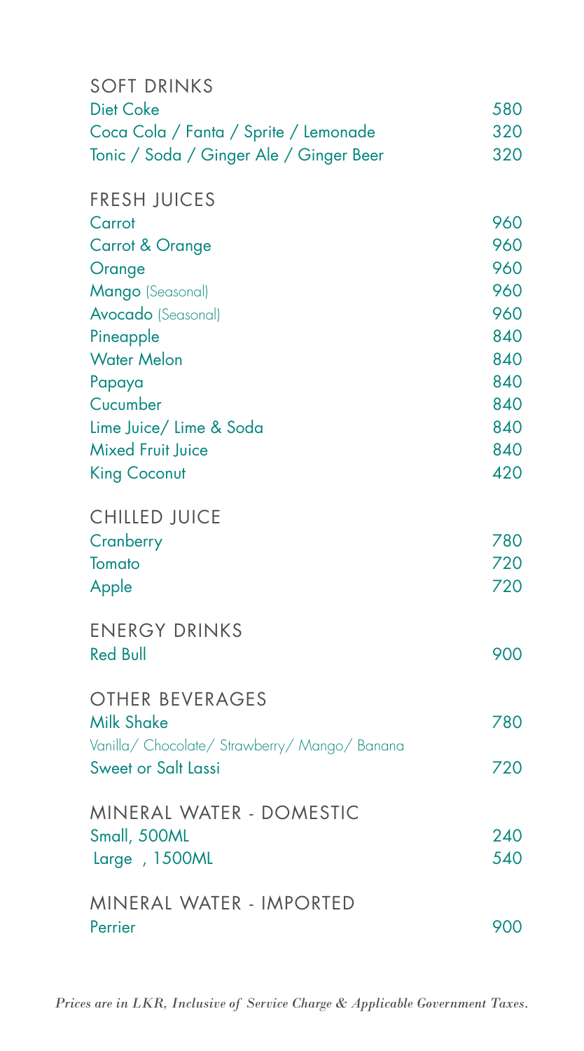## SOFT DRINKS

| | |
|---|---|
| Diet Coke | 580 |
| Coca Cola / Fanta / Sprite / Lemonade | 320 |
| Tonic / Soda / Ginger Ale / Ginger Beer | 320 |

## FRESH JUICES

| | |
|---|---|
| Carrot | 960 |
| Carrot & Orange | 960 |
| Orange | 960 |
| Mango (Seasonal) | 960 |
| Avocado (Seasonal) | 960 |
| Pineapple | 840 |
| Water Melon | 840 |
| Papaya | 840 |
| Cucumber | 840 |
| Lime Juice/ Lime & Soda | 840 |
| Mixed Fruit Juice | 840 |
| King Coconut | 420 |

## CHILLED JUICE

| | |
|---|---|
| Cranberry | 780 |
| Tomato | 720 |
| Apple | 720 |

## ENERGY DRINKS

| | |
|---|---|
| Red Bull | 900 |

## OTHER BEVERAGES

| | |
|---|---|
| Milk Shake<br>Vanilla/ Chocolate/ Strawberry/ Mango/ Banana | 780 |
| Sweet or Salt Lassi | 720 |

## MINERAL WATER - DOMESTIC

| | |
|---|---|
| Small, 500ML | 240 |
| Large , 1500ML | 540 |

## MINERAL WATER - IMPORTED

| | |
|---|---|
| Perrier | 900 |

*Prices are in LKR, Inclusive of Service Charge & Applicable Government Taxes.*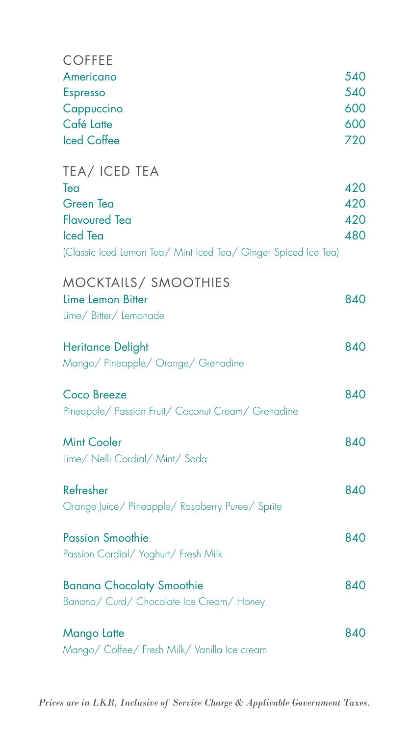## COFFEE

| | |
|---|---|
| Americano | 540 |
| Espresso | 540 |
| Cappuccino | 600 |
| Café Latte | 600 |
| Iced Coffee | 720 |

## TEA/ ICED TEA

| | |
|---|---|
| Tea | 420 |
| Green Tea | 420 |
| Flavoured Tea | 420 |
| Iced Tea | 480 |

(Classic Iced Lemon Tea/ Mint Iced Tea/ Ginger Spiced Ice Tea)

## MOCKTAILS/ SMOOTHIES

**Lime Lemon Bitter** 840
Lime/ Bitter/ Lemonade

**Heritance Delight** 840
Mango/ Pineapple/ Orange/ Grenadine

**Coco Breeze** 840
Pineapple/ Passion Fruit/ Coconut Cream/ Grenadine

**Mint Cooler** 840
Lime/ Nelli Cordial/ Mint/ Soda

**Refresher** 840
Orange Juice/ Pineapple/ Raspberry Puree/ Sprite

**Passion Smoothie** 840
Passion Cordial/ Yoghurt/ Fresh Milk

**Banana Chocolaty Smoothie** 840
Banana/ Curd/ Chocolate Ice Cream/ Honey

**Mango Latte** 840
Mango/ Coffee/ Fresh Milk/ Vanilla Ice cream

*Prices are in LKR, Inclusive of Service Charge & Applicable Government Taxes.*